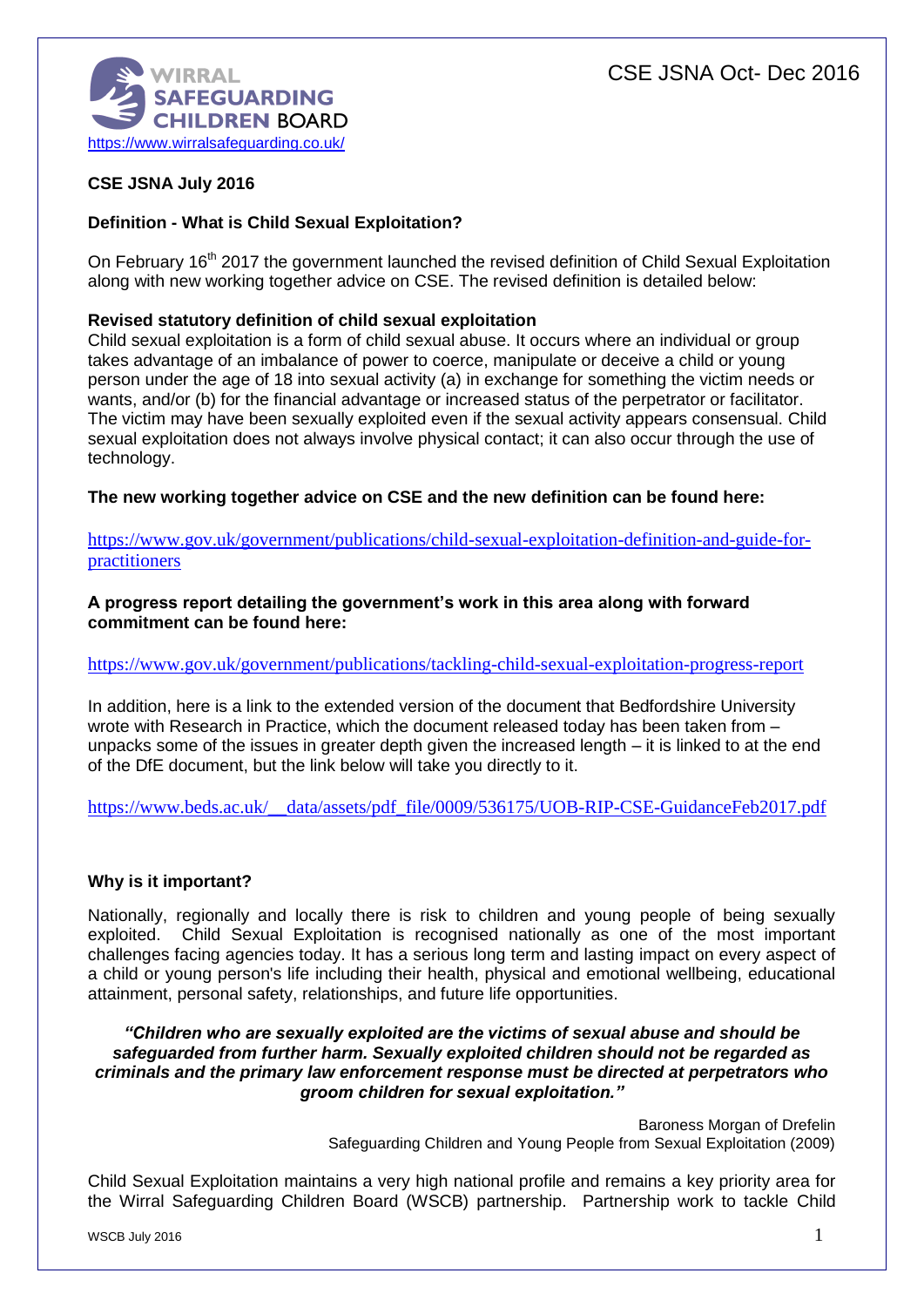WIRRAL SAFEGUARDING CHILDREN BOARD
https://www.wirralsafeguarding.co.uk/

CSE JSNA Oct- Dec 2016

**CSE JSNA July 2016**

**Definition - What is Child Sexual Exploitation?**

On February 16th 2017 the government launched the revised definition of Child Sexual Exploitation along with new working together advice on CSE. The revised definition is detailed below:

**Revised statutory definition of child sexual exploitation**
Child sexual exploitation is a form of child sexual abuse. It occurs where an individual or group takes advantage of an imbalance of power to coerce, manipulate or deceive a child or young person under the age of 18 into sexual activity (a) in exchange for something the victim needs or wants, and/or (b) for the financial advantage or increased status of the perpetrator or facilitator. The victim may have been sexually exploited even if the sexual activity appears consensual. Child sexual exploitation does not always involve physical contact; it can also occur through the use of technology.

**The new working together advice on CSE and the new definition can be found here:**

https://www.gov.uk/government/publications/child-sexual-exploitation-definition-and-guide-for-practitioners

**A progress report detailing the government's work in this area along with forward commitment can be found here:**

https://www.gov.uk/government/publications/tackling-child-sexual-exploitation-progress-report

In addition, here is a link to the extended version of the document that Bedfordshire University wrote with Research in Practice, which the document released today has been taken from – unpacks some of the issues in greater depth given the increased length – it is linked to at the end of the DfE document, but the link below will take you directly to it.

https://www.beds.ac.uk/__data/assets/pdf_file/0009/536175/UOB-RIP-CSE-GuidanceFeb2017.pdf

**Why is it important?**

Nationally, regionally and locally there is risk to children and young people of being sexually exploited. Child Sexual Exploitation is recognised nationally as one of the most important challenges facing agencies today. It has a serious long term and lasting impact on every aspect of a child or young person's life including their health, physical and emotional wellbeing, educational attainment, personal safety, relationships, and future life opportunities.

***"Children who are sexually exploited are the victims of sexual abuse and should be safeguarded from further harm. Sexually exploited children should not be regarded as criminals and the primary law enforcement response must be directed at perpetrators who groom children for sexual exploitation."***

Baroness Morgan of Drefelin
Safeguarding Children and Young People from Sexual Exploitation (2009)

Child Sexual Exploitation maintains a very high national profile and remains a key priority area for the Wirral Safeguarding Children Board (WSCB) partnership. Partnership work to tackle Child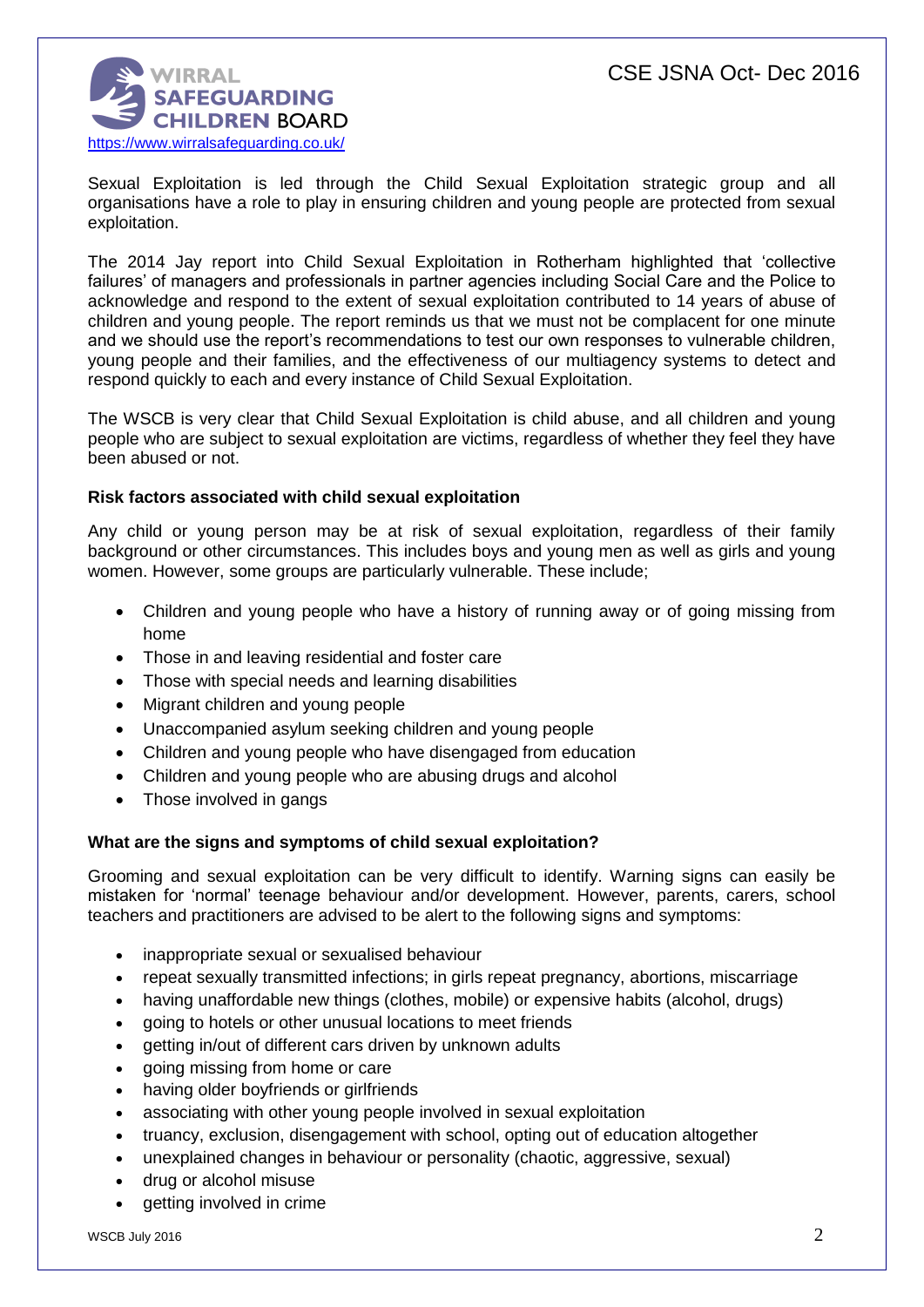Sexual Exploitation is led through the Child Sexual Exploitation strategic group and all organisations have a role to play in ensuring children and young people are protected from sexual exploitation.

The 2014 Jay report into Child Sexual Exploitation in Rotherham highlighted that 'collective failures' of managers and professionals in partner agencies including Social Care and the Police to acknowledge and respond to the extent of sexual exploitation contributed to 14 years of abuse of children and young people. The report reminds us that we must not be complacent for one minute and we should use the report's recommendations to test our own responses to vulnerable children, young people and their families, and the effectiveness of our multiagency systems to detect and respond quickly to each and every instance of Child Sexual Exploitation.

The WSCB is very clear that Child Sexual Exploitation is child abuse, and all children and young people who are subject to sexual exploitation are victims, regardless of whether they feel they have been abused or not.

**Risk factors associated with child sexual exploitation**

Any child or young person may be at risk of sexual exploitation, regardless of their family background or other circumstances. This includes boys and young men as well as girls and young women. However, some groups are particularly vulnerable. These include;

- Children and young people who have a history of running away or of going missing from home
- Those in and leaving residential and foster care
- Those with special needs and learning disabilities
- Migrant children and young people
- Unaccompanied asylum seeking children and young people
- Children and young people who have disengaged from education
- Children and young people who are abusing drugs and alcohol
- Those involved in gangs

**What are the signs and symptoms of child sexual exploitation?**

Grooming and sexual exploitation can be very difficult to identify. Warning signs can easily be mistaken for 'normal' teenage behaviour and/or development. However, parents, carers, school teachers and practitioners are advised to be alert to the following signs and symptoms:

- inappropriate sexual or sexualised behaviour
- repeat sexually transmitted infections; in girls repeat pregnancy, abortions, miscarriage
- having unaffordable new things (clothes, mobile) or expensive habits (alcohol, drugs)
- going to hotels or other unusual locations to meet friends
- getting in/out of different cars driven by unknown adults
- going missing from home or care
- having older boyfriends or girlfriends
- associating with other young people involved in sexual exploitation
- truancy, exclusion, disengagement with school, opting out of education altogether
- unexplained changes in behaviour or personality (chaotic, aggressive, sexual)
- drug or alcohol misuse
- getting involved in crime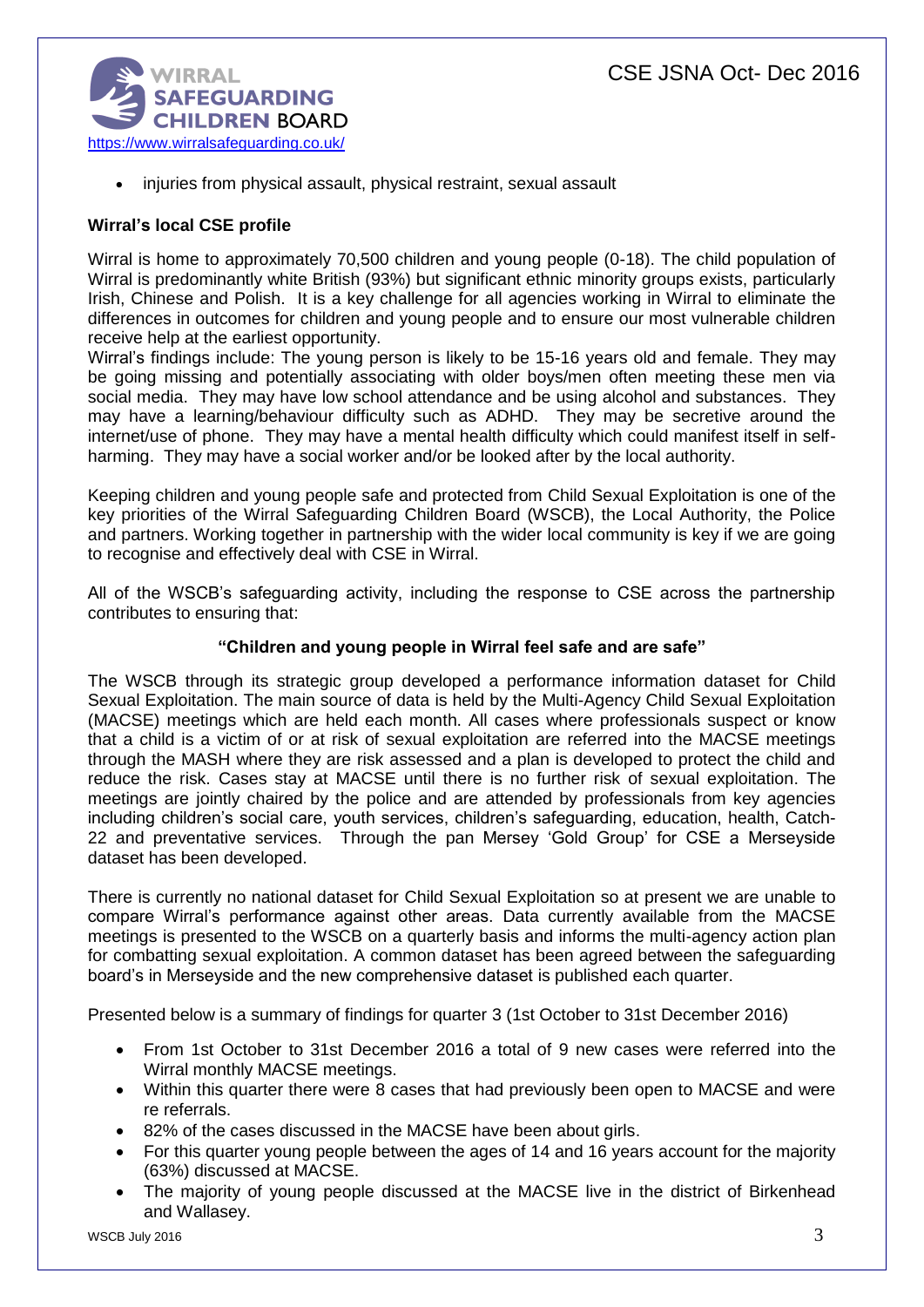- injuries from physical assault, physical restraint, sexual assault

**Wirral's local CSE profile**

Wirral is home to approximately 70,500 children and young people (0-18). The child population of Wirral is predominantly white British (93%) but significant ethnic minority groups exists, particularly Irish, Chinese and Polish. It is a key challenge for all agencies working in Wirral to eliminate the differences in outcomes for children and young people and to ensure our most vulnerable children receive help at the earliest opportunity.

Wirral's findings include: The young person is likely to be 15-16 years old and female. They may be going missing and potentially associating with older boys/men often meeting these men via social media. They may have low school attendance and be using alcohol and substances. They may have a learning/behaviour difficulty such as ADHD. They may be secretive around the internet/use of phone. They may have a mental health difficulty which could manifest itself in self-harming. They may have a social worker and/or be looked after by the local authority.

Keeping children and young people safe and protected from Child Sexual Exploitation is one of the key priorities of the Wirral Safeguarding Children Board (WSCB), the Local Authority, the Police and partners. Working together in partnership with the wider local community is key if we are going to recognise and effectively deal with CSE in Wirral.

All of the WSCB's safeguarding activity, including the response to CSE across the partnership contributes to ensuring that:

**"Children and young people in Wirral feel safe and are safe"**

The WSCB through its strategic group developed a performance information dataset for Child Sexual Exploitation. The main source of data is held by the Multi-Agency Child Sexual Exploitation (MACSE) meetings which are held each month. All cases where professionals suspect or know that a child is a victim of or at risk of sexual exploitation are referred into the MACSE meetings through the MASH where they are risk assessed and a plan is developed to protect the child and reduce the risk. Cases stay at MACSE until there is no further risk of sexual exploitation. The meetings are jointly chaired by the police and are attended by professionals from key agencies including children's social care, youth services, children's safeguarding, education, health, Catch-22 and preventative services. Through the pan Mersey 'Gold Group' for CSE a Merseyside dataset has been developed.

There is currently no national dataset for Child Sexual Exploitation so at present we are unable to compare Wirral's performance against other areas. Data currently available from the MACSE meetings is presented to the WSCB on a quarterly basis and informs the multi-agency action plan for combatting sexual exploitation. A common dataset has been agreed between the safeguarding board's in Merseyside and the new comprehensive dataset is published each quarter.

Presented below is a summary of findings for quarter 3 (1st October to 31st December 2016)

- From 1st October to 31st December 2016 a total of 9 new cases were referred into the Wirral monthly MACSE meetings.
- Within this quarter there were 8 cases that had previously been open to MACSE and were re referrals.
- 82% of the cases discussed in the MACSE have been about girls.
- For this quarter young people between the ages of 14 and 16 years account for the majority (63%) discussed at MACSE.
- The majority of young people discussed at the MACSE live in the district of Birkenhead and Wallasey.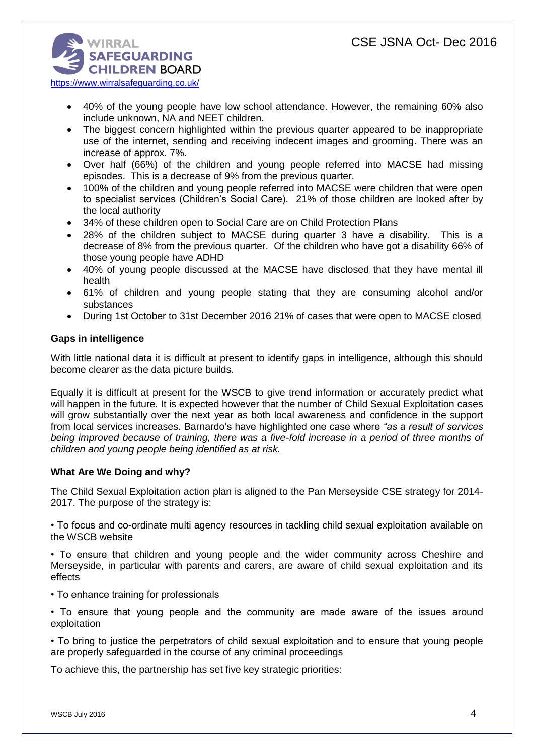- 40% of the young people have low school attendance. However, the remaining 60% also include unknown, NA and NEET children.
- The biggest concern highlighted within the previous quarter appeared to be inappropriate use of the internet, sending and receiving indecent images and grooming. There was an increase of approx. 7%.
- Over half (66%) of the children and young people referred into MACSE had missing episodes. This is a decrease of 9% from the previous quarter.
- 100% of the children and young people referred into MACSE were children that were open to specialist services (Children's Social Care). 21% of those children are looked after by the local authority
- 34% of these children open to Social Care are on Child Protection Plans
- 28% of the children subject to MACSE during quarter 3 have a disability. This is a decrease of 8% from the previous quarter. Of the children who have got a disability 66% of those young people have ADHD
- 40% of young people discussed at the MACSE have disclosed that they have mental ill health
- 61% of children and young people stating that they are consuming alcohol and/or substances
- During 1st October to 31st December 2016 21% of cases that were open to MACSE closed

**Gaps in intelligence**

With little national data it is difficult at present to identify gaps in intelligence, although this should become clearer as the data picture builds.

Equally it is difficult at present for the WSCB to give trend information or accurately predict what will happen in the future. It is expected however that the number of Child Sexual Exploitation cases will grow substantially over the next year as both local awareness and confidence in the support from local services increases. Barnardo's have highlighted one case where *"as a result of services being improved because of training, there was a five-fold increase in a period of three months of children and young people being identified as at risk.*

**What Are We Doing and why?**

The Child Sexual Exploitation action plan is aligned to the Pan Merseyside CSE strategy for 2014-2017. The purpose of the strategy is:

• To focus and co-ordinate multi agency resources in tackling child sexual exploitation available on the WSCB website

• To ensure that children and young people and the wider community across Cheshire and Merseyside, in particular with parents and carers, are aware of child sexual exploitation and its effects

• To enhance training for professionals

• To ensure that young people and the community are made aware of the issues around exploitation

• To bring to justice the perpetrators of child sexual exploitation and to ensure that young people are properly safeguarded in the course of any criminal proceedings

To achieve this, the partnership has set five key strategic priorities: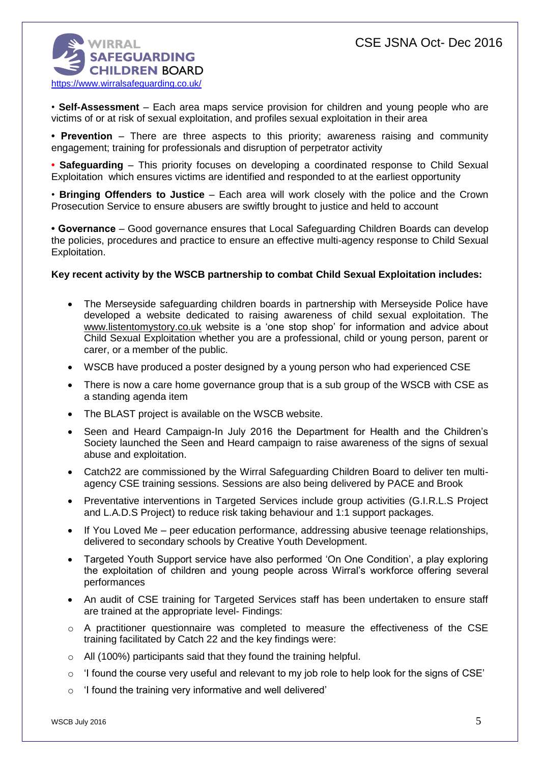• **Self-Assessment** – Each area maps service provision for children and young people who are victims of or at risk of sexual exploitation, and profiles sexual exploitation in their area

• **Prevention** – There are three aspects to this priority; awareness raising and community engagement; training for professionals and disruption of perpetrator activity

• **Safeguarding** – This priority focuses on developing a coordinated response to Child Sexual Exploitation which ensures victims are identified and responded to at the earliest opportunity

• **Bringing Offenders to Justice** – Each area will work closely with the police and the Crown Prosecution Service to ensure abusers are swiftly brought to justice and held to account

• **Governance** – Good governance ensures that Local Safeguarding Children Boards can develop the policies, procedures and practice to ensure an effective multi-agency response to Child Sexual Exploitation.

**Key recent activity by the WSCB partnership to combat Child Sexual Exploitation includes:**

- The Merseyside safeguarding children boards in partnership with Merseyside Police have developed a website dedicated to raising awareness of child sexual exploitation. The www.listentomystory.co.uk website is a 'one stop shop' for information and advice about Child Sexual Exploitation whether you are a professional, child or young person, parent or carer, or a member of the public.
- WSCB have produced a poster designed by a young person who had experienced CSE
- There is now a care home governance group that is a sub group of the WSCB with CSE as a standing agenda item
- The BLAST project is available on the WSCB website.
- Seen and Heard Campaign-In July 2016 the Department for Health and the Children's Society launched the Seen and Heard campaign to raise awareness of the signs of sexual abuse and exploitation.
- Catch22 are commissioned by the Wirral Safeguarding Children Board to deliver ten multi-agency CSE training sessions. Sessions are also being delivered by PACE and Brook
- Preventative interventions in Targeted Services include group activities (G.I.R.L.S Project and L.A.D.S Project) to reduce risk taking behaviour and 1:1 support packages.
- If You Loved Me – peer education performance, addressing abusive teenage relationships, delivered to secondary schools by Creative Youth Development.
- Targeted Youth Support service have also performed 'On One Condition', a play exploring the exploitation of children and young people across Wirral's workforce offering several performances
- An audit of CSE training for Targeted Services staff has been undertaken to ensure staff are trained at the appropriate level- Findings:
  - A practitioner questionnaire was completed to measure the effectiveness of the CSE training facilitated by Catch 22 and the key findings were:
  - All (100%) participants said that they found the training helpful.
  - 'I found the course very useful and relevant to my job role to help look for the signs of CSE'
  - 'I found the training very informative and well delivered'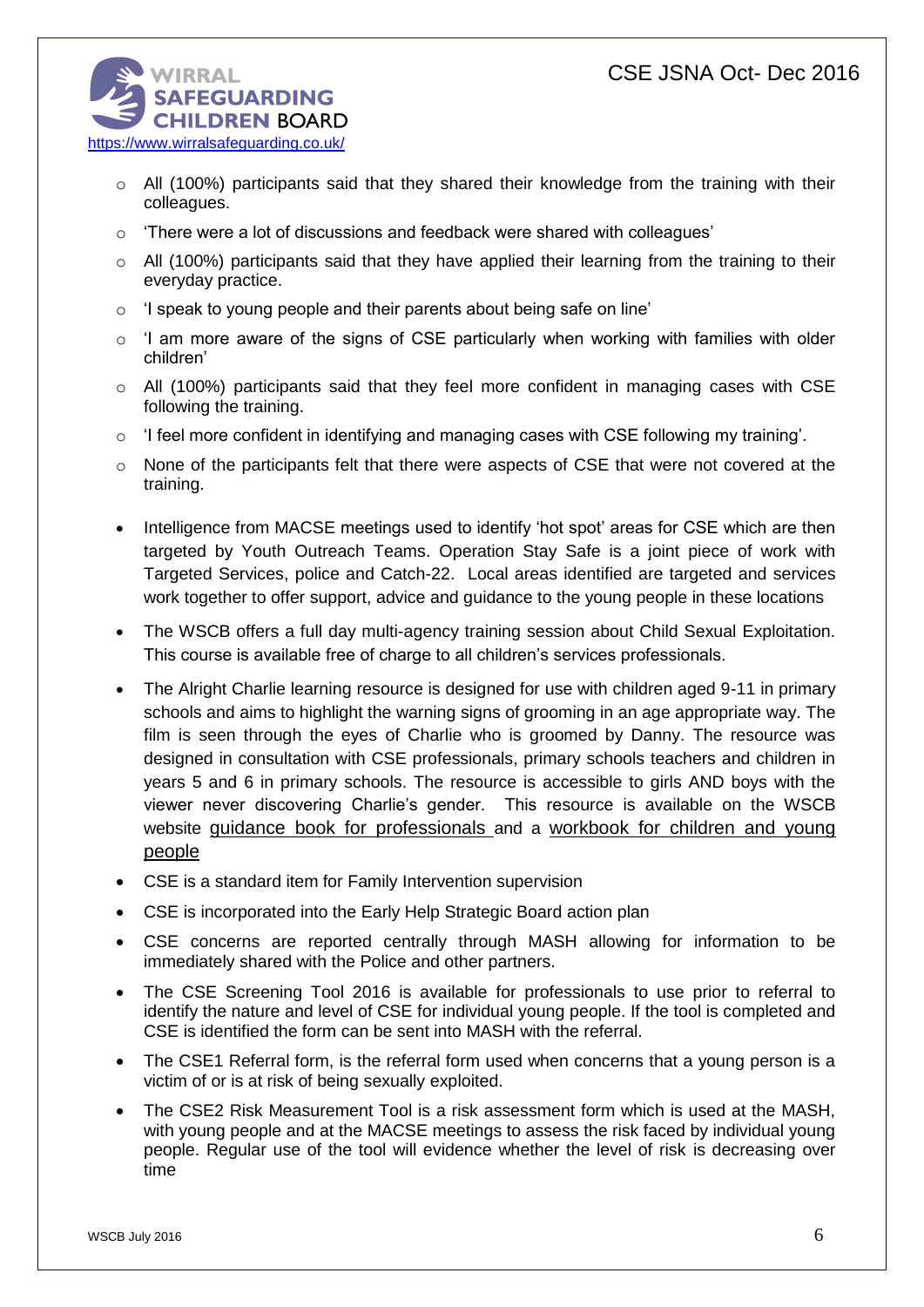- All (100%) participants said that they shared their knowledge from the training with their colleagues.
    - 'There were a lot of discussions and feedback were shared with colleagues'
    - All (100%) participants said that they have applied their learning from the training to their everyday practice.
    - 'I speak to young people and their parents about being safe on line'
    - 'I am more aware of the signs of CSE particularly when working with families with older children'
    - All (100%) participants said that they feel more confident in managing cases with CSE following the training.
    - 'I feel more confident in identifying and managing cases with CSE following my training'.
    - None of the participants felt that there were aspects of CSE that were not covered at the training.

- Intelligence from MACSE meetings used to identify 'hot spot' areas for CSE which are then targeted by Youth Outreach Teams. Operation Stay Safe is a joint piece of work with Targeted Services, police and Catch-22. Local areas identified are targeted and services work together to offer support, advice and guidance to the young people in these locations
- The WSCB offers a full day multi-agency training session about Child Sexual Exploitation. This course is available free of charge to all children's services professionals.
- The Alright Charlie learning resource is designed for use with children aged 9-11 in primary schools and aims to highlight the warning signs of grooming in an age appropriate way. The film is seen through the eyes of Charlie who is groomed by Danny. The resource was designed in consultation with CSE professionals, primary schools teachers and children in years 5 and 6 in primary schools. The resource is accessible to girls AND boys with the viewer never discovering Charlie's gender. This resource is available on the WSCB website guidance book for professionals and a workbook for children and young people
- CSE is a standard item for Family Intervention supervision
- CSE is incorporated into the Early Help Strategic Board action plan
- CSE concerns are reported centrally through MASH allowing for information to be immediately shared with the Police and other partners.
- The CSE Screening Tool 2016 is available for professionals to use prior to referral to identify the nature and level of CSE for individual young people. If the tool is completed and CSE is identified the form can be sent into MASH with the referral.
- The CSE1 Referral form, is the referral form used when concerns that a young person is a victim of or is at risk of being sexually exploited.
- The CSE2 Risk Measurement Tool is a risk assessment form which is used at the MASH, with young people and at the MACSE meetings to assess the risk faced by individual young people. Regular use of the tool will evidence whether the level of risk is decreasing over time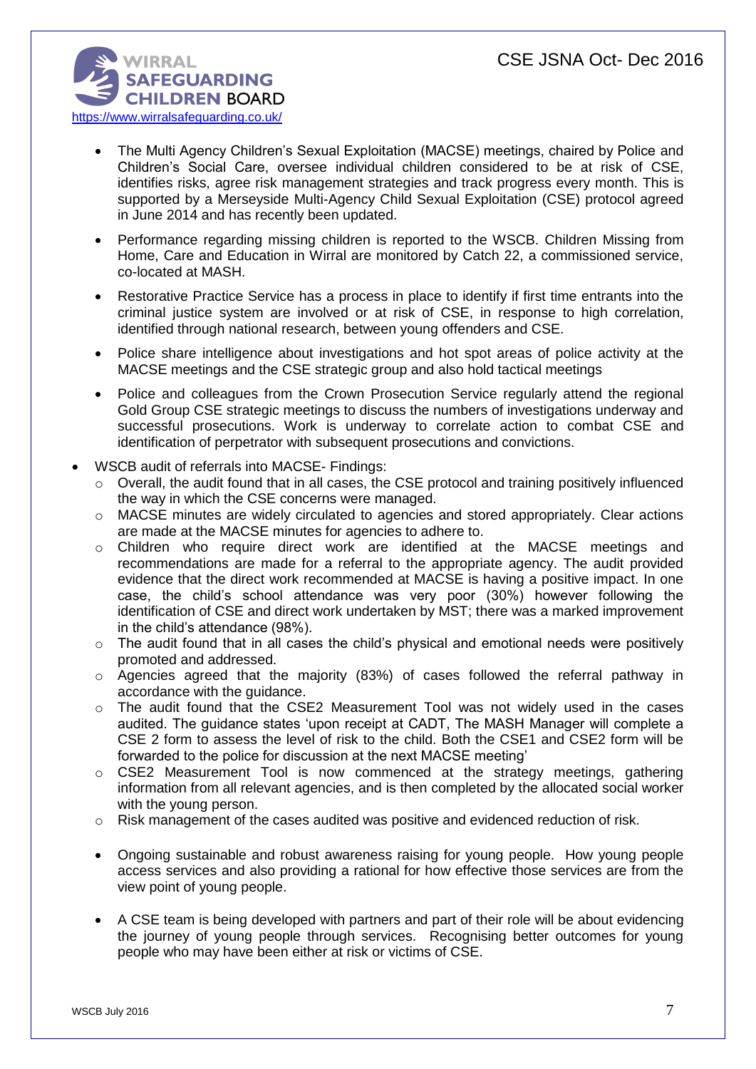- The Multi Agency Children's Sexual Exploitation (MACSE) meetings, chaired by Police and Children's Social Care, oversee individual children considered to be at risk of CSE, identifies risks, agree risk management strategies and track progress every month. This is supported by a Merseyside Multi-Agency Child Sexual Exploitation (CSE) protocol agreed in June 2014 and has recently been updated.

- Performance regarding missing children is reported to the WSCB. Children Missing from Home, Care and Education in Wirral are monitored by Catch 22, a commissioned service, co-located at MASH.

- Restorative Practice Service has a process in place to identify if first time entrants into the criminal justice system are involved or at risk of CSE, in response to high correlation, identified through national research, between young offenders and CSE.

- Police share intelligence about investigations and hot spot areas of police activity at the MACSE meetings and the CSE strategic group and also hold tactical meetings

- Police and colleagues from the Crown Prosecution Service regularly attend the regional Gold Group CSE strategic meetings to discuss the numbers of investigations underway and successful prosecutions. Work is underway to correlate action to combat CSE and identification of perpetrator with subsequent prosecutions and convictions.

- WSCB audit of referrals into MACSE- Findings:
  - Overall, the audit found that in all cases, the CSE protocol and training positively influenced the way in which the CSE concerns were managed.
  - MACSE minutes are widely circulated to agencies and stored appropriately. Clear actions are made at the MACSE minutes for agencies to adhere to.
  - Children who require direct work are identified at the MACSE meetings and recommendations are made for a referral to the appropriate agency. The audit provided evidence that the direct work recommended at MACSE is having a positive impact. In one case, the child's school attendance was very poor (30%) however following the identification of CSE and direct work undertaken by MST; there was a marked improvement in the child's attendance (98%).
  - The audit found that in all cases the child's physical and emotional needs were positively promoted and addressed.
  - Agencies agreed that the majority (83%) of cases followed the referral pathway in accordance with the guidance.
  - The audit found that the CSE2 Measurement Tool was not widely used in the cases audited. The guidance states 'upon receipt at CADT, The MASH Manager will complete a CSE 2 form to assess the level of risk to the child. Both the CSE1 and CSE2 form will be forwarded to the police for discussion at the next MACSE meeting'
  - CSE2 Measurement Tool is now commenced at the strategy meetings, gathering information from all relevant agencies, and is then completed by the allocated social worker with the young person.
  - Risk management of the cases audited was positive and evidenced reduction of risk.

- Ongoing sustainable and robust awareness raising for young people. How young people access services and also providing a rational for how effective those services are from the view point of young people.

- A CSE team is being developed with partners and part of their role will be about evidencing the journey of young people through services. Recognising better outcomes for young people who may have been either at risk or victims of CSE.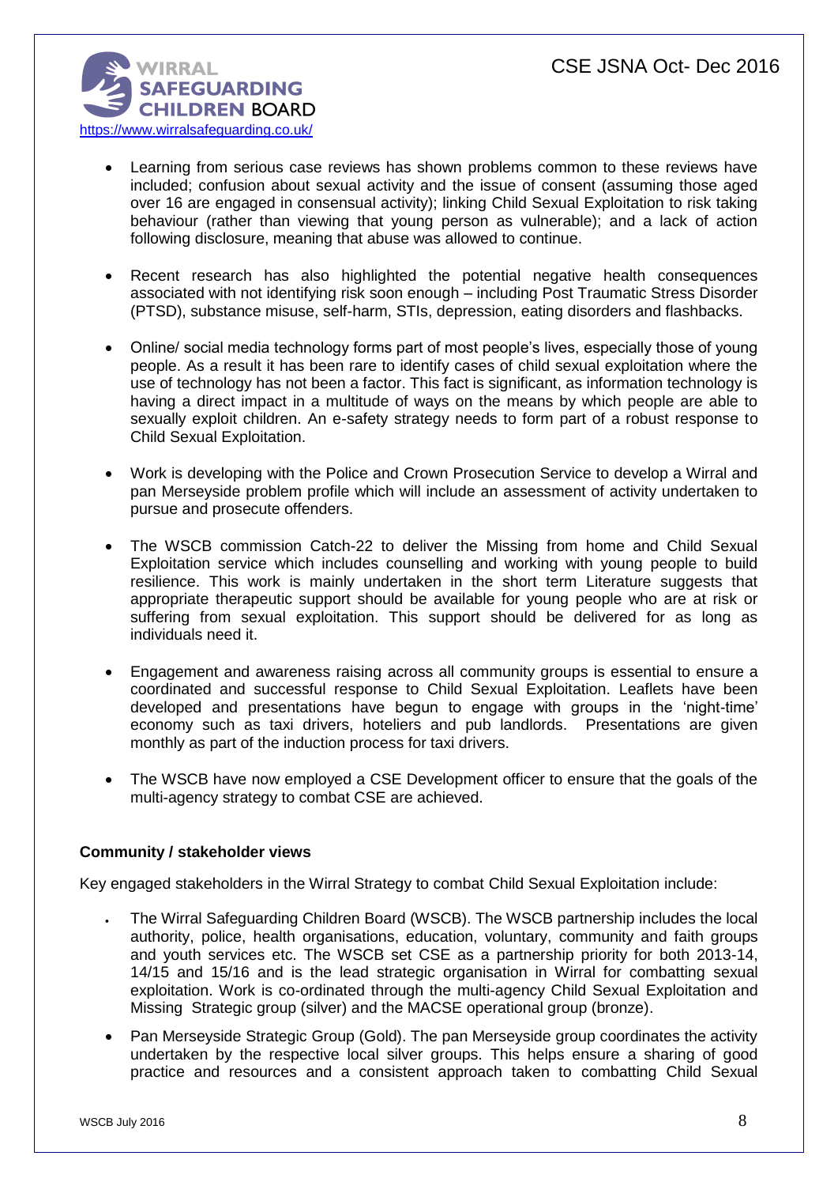- Learning from serious case reviews has shown problems common to these reviews have included; confusion about sexual activity and the issue of consent (assuming those aged over 16 are engaged in consensual activity); linking Child Sexual Exploitation to risk taking behaviour (rather than viewing that young person as vulnerable); and a lack of action following disclosure, meaning that abuse was allowed to continue.

- Recent research has also highlighted the potential negative health consequences associated with not identifying risk soon enough – including Post Traumatic Stress Disorder (PTSD), substance misuse, self-harm, STIs, depression, eating disorders and flashbacks.

- Online/ social media technology forms part of most people's lives, especially those of young people. As a result it has been rare to identify cases of child sexual exploitation where the use of technology has not been a factor. This fact is significant, as information technology is having a direct impact in a multitude of ways on the means by which people are able to sexually exploit children. An e-safety strategy needs to form part of a robust response to Child Sexual Exploitation.

- Work is developing with the Police and Crown Prosecution Service to develop a Wirral and pan Merseyside problem profile which will include an assessment of activity undertaken to pursue and prosecute offenders.

- The WSCB commission Catch-22 to deliver the Missing from home and Child Sexual Exploitation service which includes counselling and working with young people to build resilience. This work is mainly undertaken in the short term Literature suggests that appropriate therapeutic support should be available for young people who are at risk or suffering from sexual exploitation. This support should be delivered for as long as individuals need it.

- Engagement and awareness raising across all community groups is essential to ensure a coordinated and successful response to Child Sexual Exploitation. Leaflets have been developed and presentations have begun to engage with groups in the 'night-time' economy such as taxi drivers, hoteliers and pub landlords. Presentations are given monthly as part of the induction process for taxi drivers.

- The WSCB have now employed a CSE Development officer to ensure that the goals of the multi-agency strategy to combat CSE are achieved.

**Community / stakeholder views**

Key engaged stakeholders in the Wirral Strategy to combat Child Sexual Exploitation include:

- The Wirral Safeguarding Children Board (WSCB). The WSCB partnership includes the local authority, police, health organisations, education, voluntary, community and faith groups and youth services etc. The WSCB set CSE as a partnership priority for both 2013-14, 14/15 and 15/16 and is the lead strategic organisation in Wirral for combatting sexual exploitation. Work is co-ordinated through the multi-agency Child Sexual Exploitation and Missing Strategic group (silver) and the MACSE operational group (bronze).

- Pan Merseyside Strategic Group (Gold). The pan Merseyside group coordinates the activity undertaken by the respective local silver groups. This helps ensure a sharing of good practice and resources and a consistent approach taken to combatting Child Sexual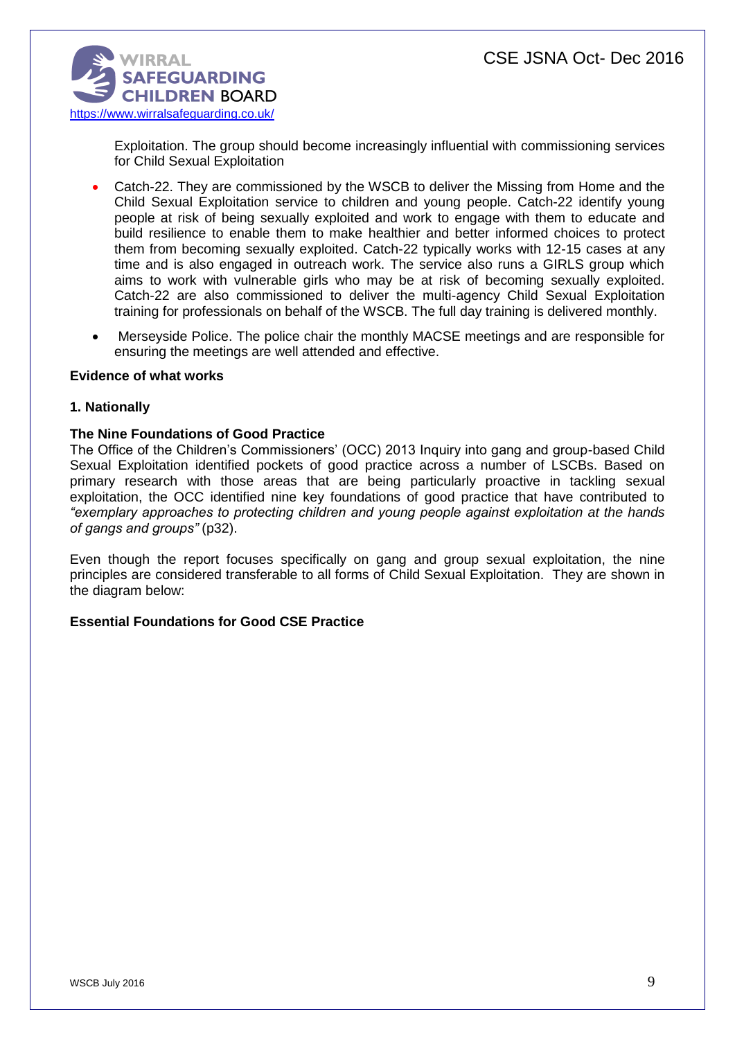Exploitation. The group should become increasingly influential with commissioning services for Child Sexual Exploitation

- Catch-22. They are commissioned by the WSCB to deliver the Missing from Home and the Child Sexual Exploitation service to children and young people. Catch-22 identify young people at risk of being sexually exploited and work to engage with them to educate and build resilience to enable them to make healthier and better informed choices to protect them from becoming sexually exploited. Catch-22 typically works with 12-15 cases at any time and is also engaged in outreach work. The service also runs a GIRLS group which aims to work with vulnerable girls who may be at risk of becoming sexually exploited. Catch-22 are also commissioned to deliver the multi-agency Child Sexual Exploitation training for professionals on behalf of the WSCB. The full day training is delivered monthly.
- Merseyside Police. The police chair the monthly MACSE meetings and are responsible for ensuring the meetings are well attended and effective.

**Evidence of what works**

**1. Nationally**

**The Nine Foundations of Good Practice**

The Office of the Children's Commissioners' (OCC) 2013 Inquiry into gang and group-based Child Sexual Exploitation identified pockets of good practice across a number of LSCBs. Based on primary research with those areas that are being particularly proactive in tackling sexual exploitation, the OCC identified nine key foundations of good practice that have contributed to *"exemplary approaches to protecting children and young people against exploitation at the hands of gangs and groups"* (p32).

Even though the report focuses specifically on gang and group sexual exploitation, the nine principles are considered transferable to all forms of Child Sexual Exploitation. They are shown in the diagram below:

**Essential Foundations for Good CSE Practice**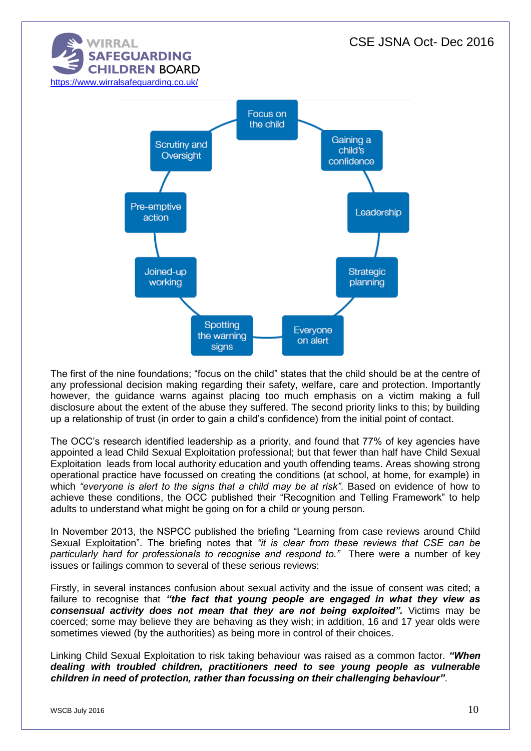Focus on the child

Gaining a child's confidence

Leadership

Strategic planning

Everyone on alert

Spotting the warning signs

Joined-up working

Pre-emptive action

Scrutiny and Oversight

The first of the nine foundations; "focus on the child" states that the child should be at the centre of any professional decision making regarding their safety, welfare, care and protection. Importantly however, the guidance warns against placing too much emphasis on a victim making a full disclosure about the extent of the abuse they suffered. The second priority links to this; by building up a relationship of trust (in order to gain a child's confidence) from the initial point of contact.

The OCC's research identified leadership as a priority, and found that 77% of key agencies have appointed a lead Child Sexual Exploitation professional; but that fewer than half have Child Sexual Exploitation leads from local authority education and youth offending teams. Areas showing strong operational practice have focussed on creating the conditions (at school, at home, for example) in which *"everyone is alert to the signs that a child may be at risk"*. Based on evidence of how to achieve these conditions, the OCC published their "Recognition and Telling Framework" to help adults to understand what might be going on for a child or young person.

In November 2013, the NSPCC published the briefing "Learning from case reviews around Child Sexual Exploitation". The briefing notes that *"it is clear from these reviews that CSE can be particularly hard for professionals to recognise and respond to."* There were a number of key issues or failings common to several of these serious reviews:

Firstly, in several instances confusion about sexual activity and the issue of consent was cited; a failure to recognise that ***"the fact that young people are engaged in what they view as consensual activity does not mean that they are not being exploited".*** Victims may be coerced; some may believe they are behaving as they wish; in addition, 16 and 17 year olds were sometimes viewed (by the authorities) as being more in control of their choices.

Linking Child Sexual Exploitation to risk taking behaviour was raised as a common factor. ***"When dealing with troubled children, practitioners need to see young people as vulnerable children in need of protection, rather than focussing on their challenging behaviour"***.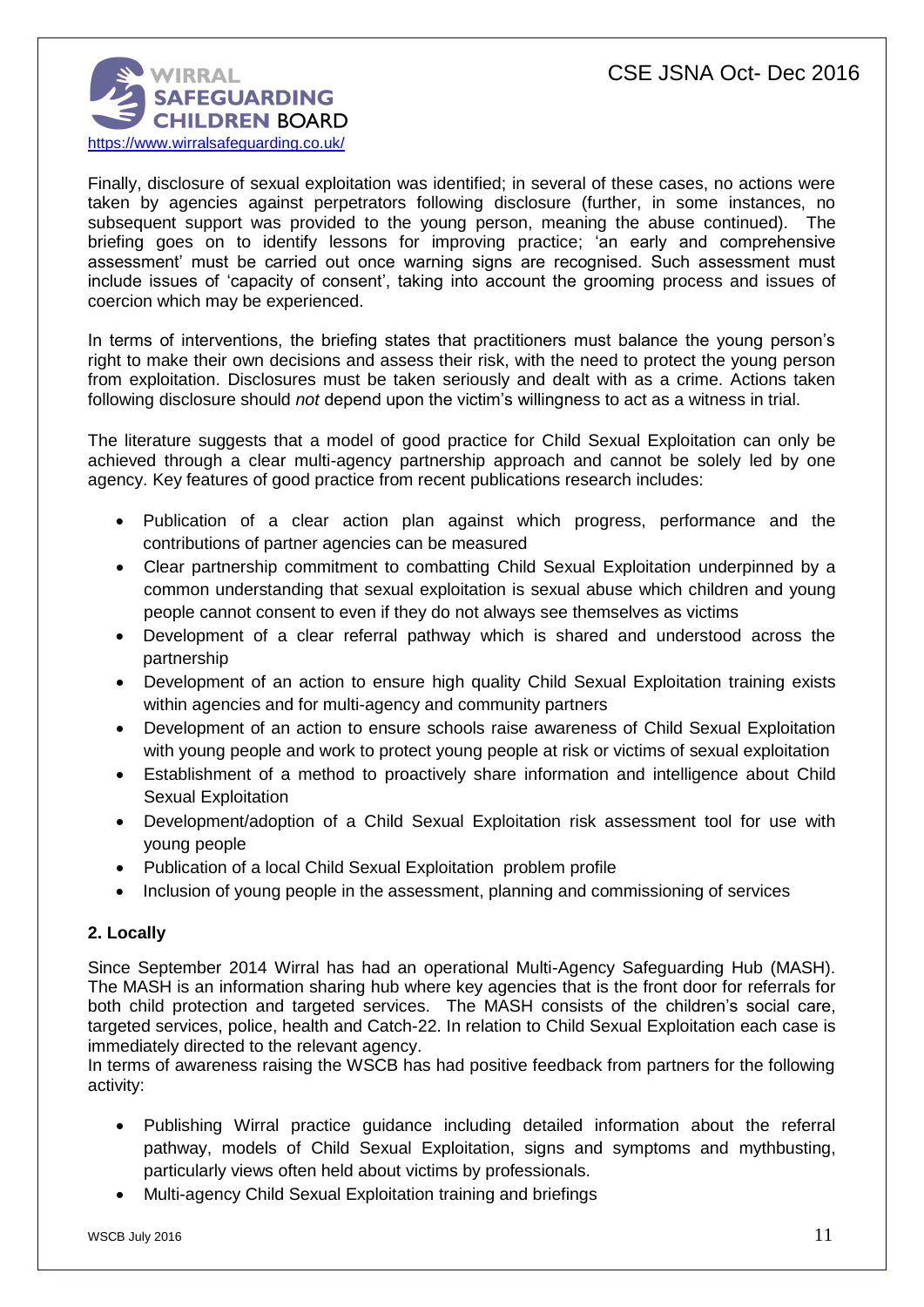Finally, disclosure of sexual exploitation was identified; in several of these cases, no actions were taken by agencies against perpetrators following disclosure (further, in some instances, no subsequent support was provided to the young person, meaning the abuse continued). The briefing goes on to identify lessons for improving practice; 'an early and comprehensive assessment' must be carried out once warning signs are recognised. Such assessment must include issues of 'capacity of consent', taking into account the grooming process and issues of coercion which may be experienced.

In terms of interventions, the briefing states that practitioners must balance the young person's right to make their own decisions and assess their risk, with the need to protect the young person from exploitation. Disclosures must be taken seriously and dealt with as a crime. Actions taken following disclosure should *not* depend upon the victim's willingness to act as a witness in trial.

The literature suggests that a model of good practice for Child Sexual Exploitation can only be achieved through a clear multi-agency partnership approach and cannot be solely led by one agency. Key features of good practice from recent publications research includes:

- Publication of a clear action plan against which progress, performance and the contributions of partner agencies can be measured
- Clear partnership commitment to combatting Child Sexual Exploitation underpinned by a common understanding that sexual exploitation is sexual abuse which children and young people cannot consent to even if they do not always see themselves as victims
- Development of a clear referral pathway which is shared and understood across the partnership
- Development of an action to ensure high quality Child Sexual Exploitation training exists within agencies and for multi-agency and community partners
- Development of an action to ensure schools raise awareness of Child Sexual Exploitation with young people and work to protect young people at risk or victims of sexual exploitation
- Establishment of a method to proactively share information and intelligence about Child Sexual Exploitation
- Development/adoption of a Child Sexual Exploitation risk assessment tool for use with young people
- Publication of a local Child Sexual Exploitation problem profile
- Inclusion of young people in the assessment, planning and commissioning of services

**2. Locally**

Since September 2014 Wirral has had an operational Multi-Agency Safeguarding Hub (MASH). The MASH is an information sharing hub where key agencies that is the front door for referrals for both child protection and targeted services. The MASH consists of the children's social care, targeted services, police, health and Catch-22. In relation to Child Sexual Exploitation each case is immediately directed to the relevant agency.

In terms of awareness raising the WSCB has had positive feedback from partners for the following activity:

- Publishing Wirral practice guidance including detailed information about the referral pathway, models of Child Sexual Exploitation, signs and symptoms and mythbusting, particularly views often held about victims by professionals.
- Multi-agency Child Sexual Exploitation training and briefings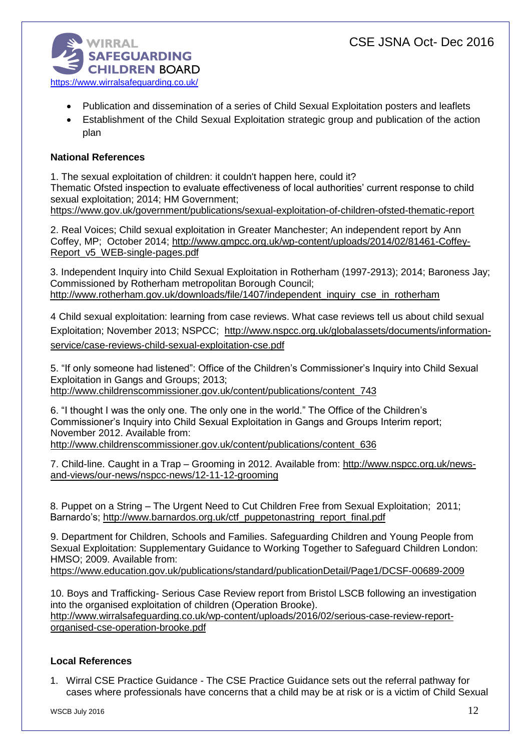- Publication and dissemination of a series of Child Sexual Exploitation posters and leaflets
- Establishment of the Child Sexual Exploitation strategic group and publication of the action plan

**National References**

1. The sexual exploitation of children: it couldn't happen here, could it?
Thematic Ofsted inspection to evaluate effectiveness of local authorities' current response to child sexual exploitation; 2014; HM Government;
https://www.gov.uk/government/publications/sexual-exploitation-of-children-ofsted-thematic-report

2. Real Voices; Child sexual exploitation in Greater Manchester; An independent report by Ann Coffey, MP; October 2014; http://www.gmpcc.org.uk/wp-content/uploads/2014/02/81461-Coffey-Report_v5_WEB-single-pages.pdf

3. Independent Inquiry into Child Sexual Exploitation in Rotherham (1997-2913); 2014; Baroness Jay; Commissioned by Rotherham metropolitan Borough Council;
http://www.rotherham.gov.uk/downloads/file/1407/independent_inquiry_cse_in_rotherham

4 Child sexual exploitation: learning from case reviews. What case reviews tell us about child sexual Exploitation; November 2013; NSPCC; http://www.nspcc.org.uk/globalassets/documents/information-service/case-reviews-child-sexual-exploitation-cse.pdf

5. "If only someone had listened": Office of the Children's Commissioner's Inquiry into Child Sexual Exploitation in Gangs and Groups; 2013;
http://www.childrenscommissioner.gov.uk/content/publications/content_743

6. "I thought I was the only one. The only one in the world." The Office of the Children's Commissioner's Inquiry into Child Sexual Exploitation in Gangs and Groups Interim report; November 2012. Available from:
http://www.childrenscommissioner.gov.uk/content/publications/content_636

7. Child-line. Caught in a Trap – Grooming in 2012. Available from: http://www.nspcc.org.uk/news-and-views/our-news/nspcc-news/12-11-12-grooming

8. Puppet on a String – The Urgent Need to Cut Children Free from Sexual Exploitation; 2011; Barnardo's; http://www.barnardos.org.uk/ctf_puppetonastring_report_final.pdf

9. Department for Children, Schools and Families. Safeguarding Children and Young People from Sexual Exploitation: Supplementary Guidance to Working Together to Safeguard Children London: HMSO; 2009. Available from:
https://www.education.gov.uk/publications/standard/publicationDetail/Page1/DCSF-00689-2009

10. Boys and Trafficking- Serious Case Review report from Bristol LSCB following an investigation into the organised exploitation of children (Operation Brooke).
http://www.wirralsafeguarding.co.uk/wp-content/uploads/2016/02/serious-case-review-report-organised-cse-operation-brooke.pdf

**Local References**

1. Wirral CSE Practice Guidance - The CSE Practice Guidance sets out the referral pathway for cases where professionals have concerns that a child may be at risk or is a victim of Child Sexual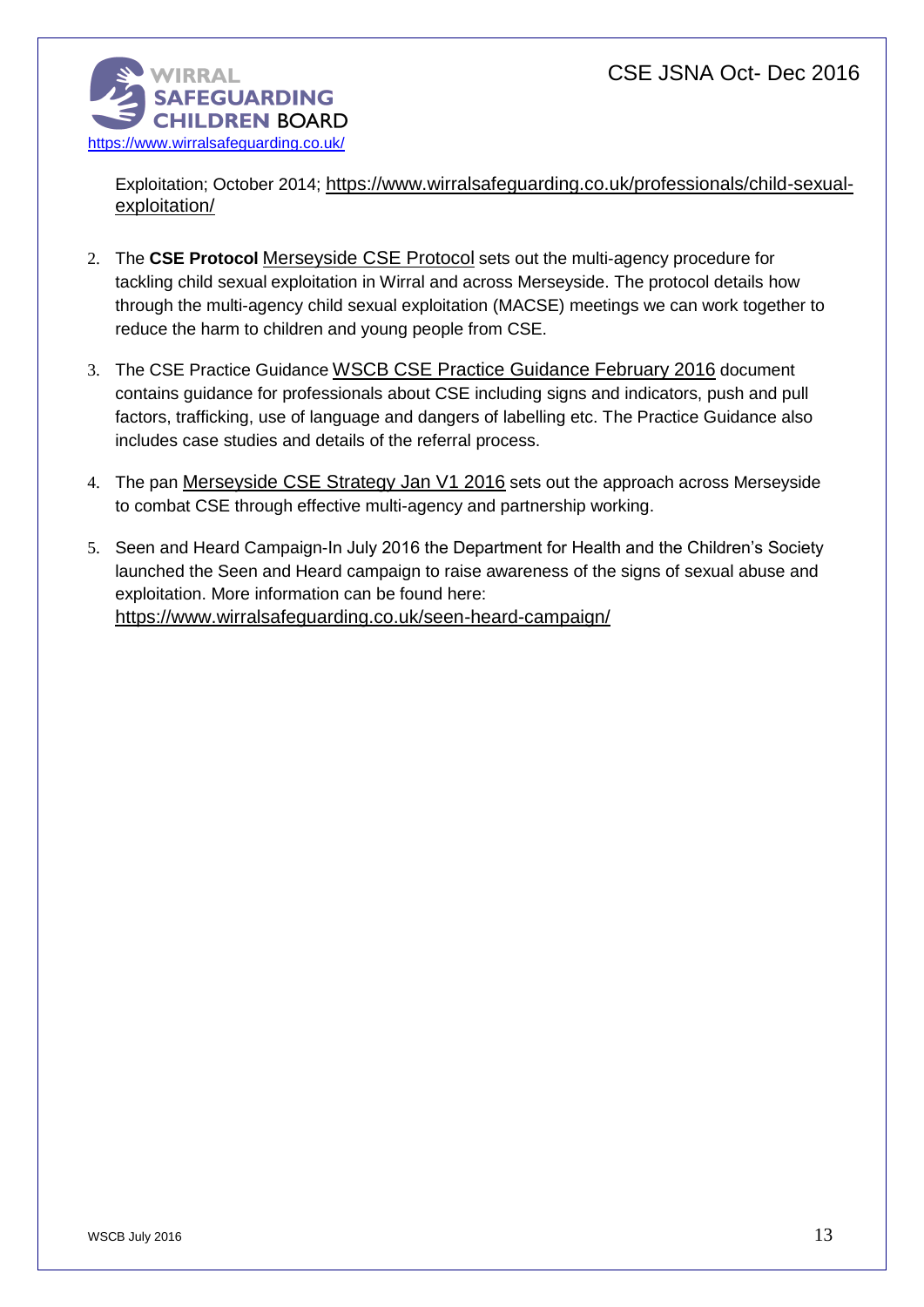Exploitation; October 2014; https://www.wirralsafeguarding.co.uk/professionals/child-sexual-exploitation/

2. The **CSE Protocol** Merseyside CSE Protocol sets out the multi-agency procedure for tackling child sexual exploitation in Wirral and across Merseyside. The protocol details how through the multi-agency child sexual exploitation (MACSE) meetings we can work together to reduce the harm to children and young people from CSE.

3. The CSE Practice Guidance WSCB CSE Practice Guidance February 2016 document contains guidance for professionals about CSE including signs and indicators, push and pull factors, trafficking, use of language and dangers of labelling etc. The Practice Guidance also includes case studies and details of the referral process.

4. The pan Merseyside CSE Strategy Jan V1 2016 sets out the approach across Merseyside to combat CSE through effective multi-agency and partnership working.

5. Seen and Heard Campaign-In July 2016 the Department for Health and the Children's Society launched the Seen and Heard campaign to raise awareness of the signs of sexual abuse and exploitation. More information can be found here: https://www.wirralsafeguarding.co.uk/seen-heard-campaign/